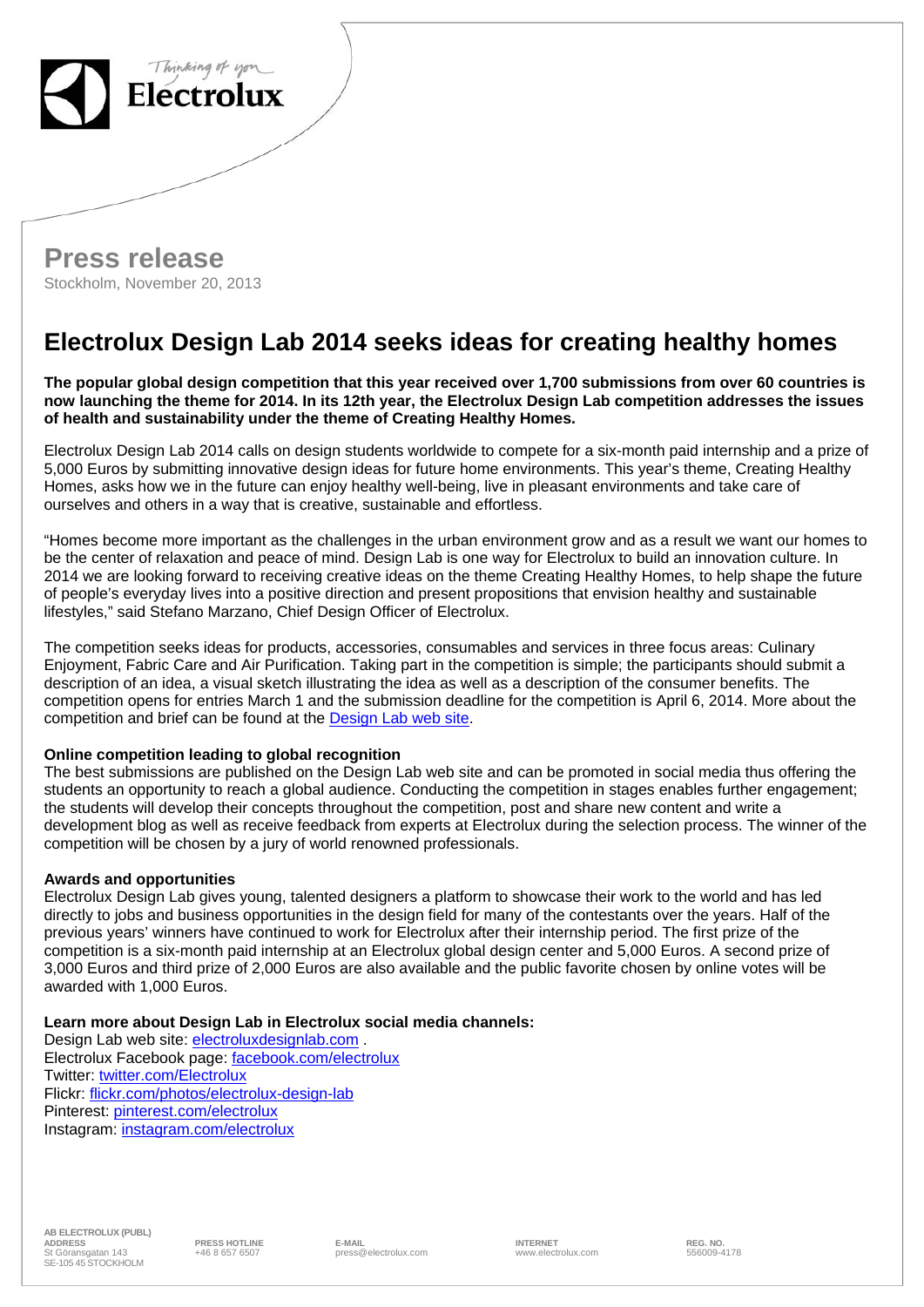Thinking of you
Electrolux

# Press release

Stockholm, November 20, 2013

## Electrolux Design Lab 2014 seeks ideas for creating healthy homes

**The popular global design competition that this year received over 1,700 submissions from over 60 countries is now launching the theme for 2014. In its 12th year, the Electrolux Design Lab competition addresses the issues of health and sustainability under the theme of Creating Healthy Homes.**

Electrolux Design Lab 2014 calls on design students worldwide to compete for a six-month paid internship and a prize of 5,000 Euros by submitting innovative design ideas for future home environments. This year's theme, Creating Healthy Homes, asks how we in the future can enjoy healthy well-being, live in pleasant environments and take care of ourselves and others in a way that is creative, sustainable and effortless.

"Homes become more important as the challenges in the urban environment grow and as a result we want our homes to be the center of relaxation and peace of mind. Design Lab is one way for Electrolux to build an innovation culture. In 2014 we are looking forward to receiving creative ideas on the theme Creating Healthy Homes, to help shape the future of people's everyday lives into a positive direction and present propositions that envision healthy and sustainable lifestyles," said Stefano Marzano, Chief Design Officer of Electrolux.

The competition seeks ideas for products, accessories, consumables and services in three focus areas: Culinary Enjoyment, Fabric Care and Air Purification. Taking part in the competition is simple; the participants should submit a description of an idea, a visual sketch illustrating the idea as well as a description of the consumer benefits. The competition opens for entries March 1 and the submission deadline for the competition is April 6, 2014. More about the competition and brief can be found at the Design Lab web site.

**Online competition leading to global recognition**

The best submissions are published on the Design Lab web site and can be promoted in social media thus offering the students an opportunity to reach a global audience. Conducting the competition in stages enables further engagement; the students will develop their concepts throughout the competition, post and share new content and write a development blog as well as receive feedback from experts at Electrolux during the selection process. The winner of the competition will be chosen by a jury of world renowned professionals.

**Awards and opportunities**

Electrolux Design Lab gives young, talented designers a platform to showcase their work to the world and has led directly to jobs and business opportunities in the design field for many of the contestants over the years. Half of the previous years' winners have continued to work for Electrolux after their internship period. The first prize of the competition is a six-month paid internship at an Electrolux global design center and 5,000 Euros. A second prize of 3,000 Euros and third prize of 2,000 Euros are also available and the public favorite chosen by online votes will be awarded with 1,000 Euros.

**Learn more about Design Lab in Electrolux social media channels:**

Design Lab web site: electroluxdesignlab.com .
Electrolux Facebook page: facebook.com/electrolux
Twitter: twitter.com/Electrolux
Flickr: flickr.com/photos/electrolux-design-lab
Pinterest: pinterest.com/electrolux
Instagram: instagram.com/electrolux

AB ELECTROLUX (PUBL)

| ADDRESS | PRESS HOTLINE | E-MAIL | INTERNET | REG. NO. |
|---|---|---|---|---|
| St Göransgatan 143<br>SE-105 45 STOCKHOLM | +46 8 657 6507 | press@electrolux.com | www.electrolux.com | 556009-4178 |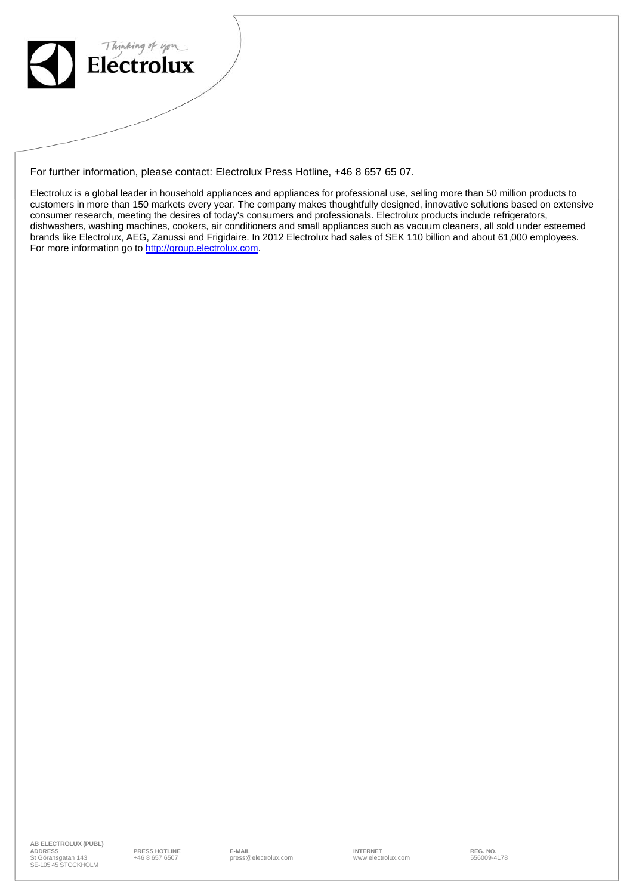For further information, please contact: Electrolux Press Hotline, +46 8 657 65 07.

Electrolux is a global leader in household appliances and appliances for professional use, selling more than 50 million products to customers in more than 150 markets every year. The company makes thoughtfully designed, innovative solutions based on extensive consumer research, meeting the desires of today's consumers and professionals. Electrolux products include refrigerators, dishwashers, washing machines, cookers, air conditioners and small appliances such as vacuum cleaners, all sold under esteemed brands like Electrolux, AEG, Zanussi and Frigidaire. In 2012 Electrolux had sales of SEK 110 billion and about 61,000 employees. For more information go to http://group.electrolux.com.

**AB ELECTROLUX (PUBL)**
**ADDRESS**
St Göransgatan 143
SE-105 45 STOCKHOLM

**PRESS HOTLINE**
+46 8 657 6507

**E-MAIL**
press@electrolux.com

**INTERNET**
www.electrolux.com

**REG. NO.**
556009-4178